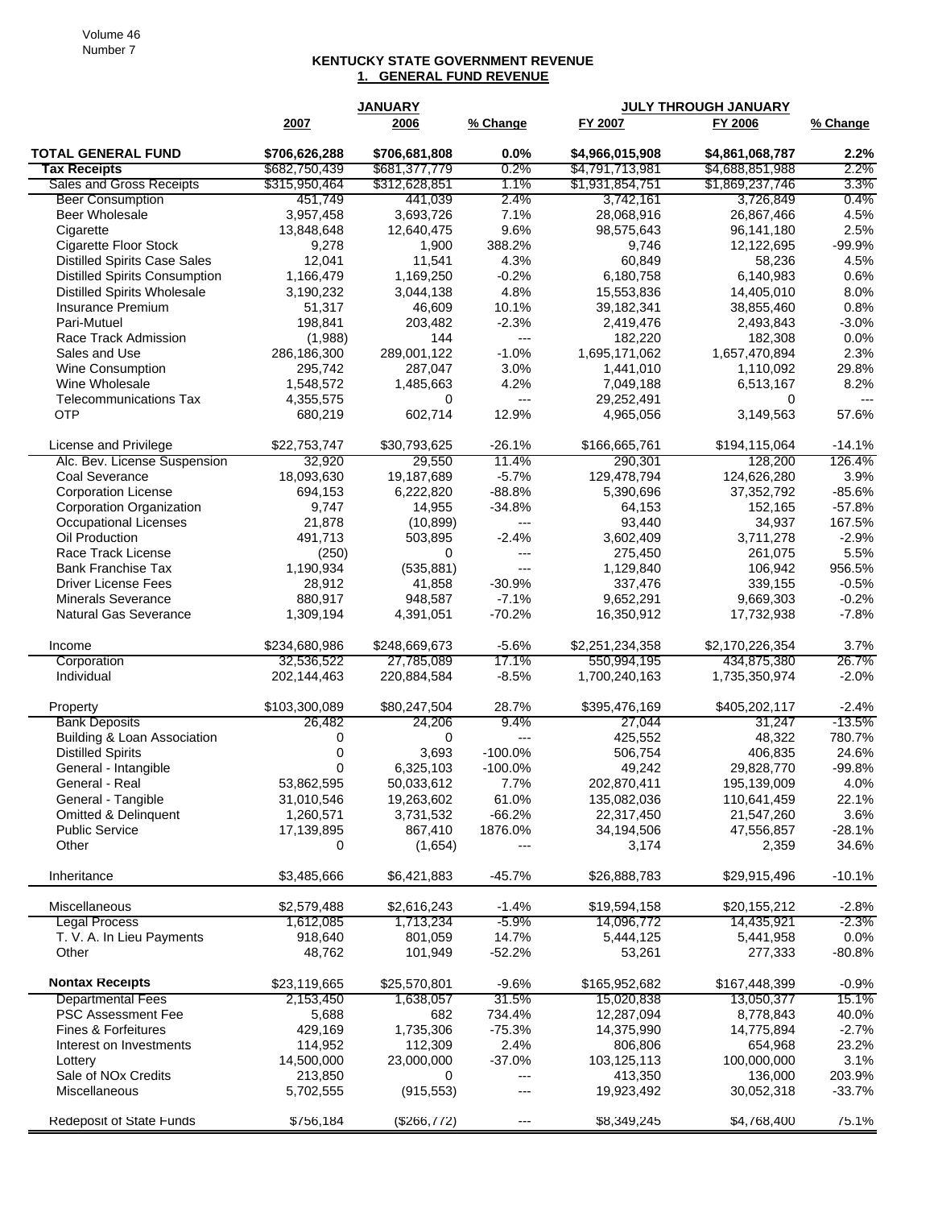## KENTUCKY STATE GOVERNMENT REVENUE

### 1. GENERAL FUND REVENUE

| | JANUARY | | | JULY THROUGH JANUARY | | |
|---|---|---|---|---|---|---|
| | 2007 | 2006 | % Change | FY 2007 | FY 2006 | % Change |
| **TOTAL GENERAL FUND** | **$706,626,288** | **$706,681,808** | **0.0%** | **$4,966,015,908** | **$4,861,068,787** | **2.2%** |
| **Tax Receipts** | $682,750,439 | $681,377,779 | 0.2% | $4,791,713,981 | $4,688,851,988 | 2.2% |
| Sales and Gross Receipts | $315,950,464 | $312,628,851 | 1.1% | $1,931,854,751 | $1,869,237,746 | 3.3% |
| Beer Consumption | 451,749 | 441,039 | 2.4% | 3,742,161 | 3,726,849 | 0.4% |
| Beer Wholesale | 3,957,458 | 3,693,726 | 7.1% | 28,068,916 | 26,867,466 | 4.5% |
| Cigarette | 13,848,648 | 12,640,475 | 9.6% | 98,575,643 | 96,141,180 | 2.5% |
| Cigarette Floor Stock | 9,278 | 1,900 | 388.2% | 9,746 | 12,122,695 | -99.9% |
| Distilled Spirits Case Sales | 12,041 | 11,541 | 4.3% | 60,849 | 58,236 | 4.5% |
| Distilled Spirits Consumption | 1,166,479 | 1,169,250 | -0.2% | 6,180,758 | 6,140,983 | 0.6% |
| Distilled Spirits Wholesale | 3,190,232 | 3,044,138 | 4.8% | 15,553,836 | 14,405,010 | 8.0% |
| Insurance Premium | 51,317 | 46,609 | 10.1% | 39,182,341 | 38,855,460 | 0.8% |
| Pari-Mutuel | 198,841 | 203,482 | -2.3% | 2,419,476 | 2,493,843 | -3.0% |
| Race Track Admission | (1,988) | 144 | --- | 182,220 | 182,308 | 0.0% |
| Sales and Use | 286,186,300 | 289,001,122 | -1.0% | 1,695,171,062 | 1,657,470,894 | 2.3% |
| Wine Consumption | 295,742 | 287,047 | 3.0% | 1,441,010 | 1,110,092 | 29.8% |
| Wine Wholesale | 1,548,572 | 1,485,663 | 4.2% | 7,049,188 | 6,513,167 | 8.2% |
| Telecommunications Tax | 4,355,575 | 0 | --- | 29,252,491 | 0 | --- |
| OTP | 680,219 | 602,714 | 12.9% | 4,965,056 | 3,149,563 | 57.6% |
| | | | | | | |
| License and Privilege | $22,753,747 | $30,793,625 | -26.1% | $166,665,761 | $194,115,064 | -14.1% |
| Alc. Bev. License Suspension | 32,920 | 29,550 | 11.4% | 290,301 | 128,200 | 126.4% |
| Coal Severance | 18,093,630 | 19,187,689 | -5.7% | 129,478,794 | 124,626,280 | 3.9% |
| Corporation License | 694,153 | 6,222,820 | -88.8% | 5,390,696 | 37,352,792 | -85.6% |
| Corporation Organization | 9,747 | 14,955 | -34.8% | 64,153 | 152,165 | -57.8% |
| Occupational Licenses | 21,878 | (10,899) | --- | 93,440 | 34,937 | 167.5% |
| Oil Production | 491,713 | 503,895 | -2.4% | 3,602,409 | 3,711,278 | -2.9% |
| Race Track License | (250) | 0 | --- | 275,450 | 261,075 | 5.5% |
| Bank Franchise Tax | 1,190,934 | (535,881) | --- | 1,129,840 | 106,942 | 956.5% |
| Driver License Fees | 28,912 | 41,858 | -30.9% | 337,476 | 339,155 | -0.5% |
| Minerals Severance | 880,917 | 948,587 | -7.1% | 9,652,291 | 9,669,303 | -0.2% |
| Natural Gas Severance | 1,309,194 | 4,391,051 | -70.2% | 16,350,912 | 17,732,938 | -7.8% |
| | | | | | | |
| Income | $234,680,986 | $248,669,673 | -5.6% | $2,251,234,358 | $2,170,226,354 | 3.7% |
| Corporation | 32,536,522 | 27,785,089 | 17.1% | 550,994,195 | 434,875,380 | 26.7% |
| Individual | 202,144,463 | 220,884,584 | -8.5% | 1,700,240,163 | 1,735,350,974 | -2.0% |
| | | | | | | |
| Property | $103,300,089 | $80,247,504 | 28.7% | $395,476,169 | $405,202,117 | -2.4% |
| Bank Deposits | 26,482 | 24,206 | 9.4% | 27,044 | 31,247 | -13.5% |
| Building & Loan Association | 0 | 0 | --- | 425,552 | 48,322 | 780.7% |
| Distilled Spirits | 0 | 3,693 | -100.0% | 506,754 | 406,835 | 24.6% |
| General - Intangible | 0 | 6,325,103 | -100.0% | 49,242 | 29,828,770 | -99.8% |
| General - Real | 53,862,595 | 50,033,612 | 7.7% | 202,870,411 | 195,139,009 | 4.0% |
| General - Tangible | 31,010,546 | 19,263,602 | 61.0% | 135,082,036 | 110,641,459 | 22.1% |
| Omitted & Delinquent | 1,260,571 | 3,731,532 | -66.2% | 22,317,450 | 21,547,260 | 3.6% |
| Public Service | 17,139,895 | 867,410 | 1876.0% | 34,194,506 | 47,556,857 | -28.1% |
| Other | 0 | (1,654) | --- | 3,174 | 2,359 | 34.6% |
| | | | | | | |
| Inheritance | $3,485,666 | $6,421,883 | -45.7% | $26,888,783 | $29,915,496 | -10.1% |
| | | | | | | |
| Miscellaneous | $2,579,488 | $2,616,243 | -1.4% | $19,594,158 | $20,155,212 | -2.8% |
| Legal Process | 1,612,085 | 1,713,234 | -5.9% | 14,096,772 | 14,435,921 | -2.3% |
| T. V. A. In Lieu Payments | 918,640 | 801,059 | 14.7% | 5,444,125 | 5,441,958 | 0.0% |
| Other | 48,762 | 101,949 | -52.2% | 53,261 | 277,333 | -80.8% |
| | | | | | | |
| **Nontax Receipts** | $23,119,665 | $25,570,801 | -9.6% | $165,952,682 | $167,448,399 | -0.9% |
| Departmental Fees | 2,153,450 | 1,638,057 | 31.5% | 15,020,838 | 13,050,377 | 15.1% |
| PSC Assessment Fee | 5,688 | 682 | 734.4% | 12,287,094 | 8,778,843 | 40.0% |
| Fines & Forfeitures | 429,169 | 1,735,306 | -75.3% | 14,375,990 | 14,775,894 | -2.7% |
| Interest on Investments | 114,952 | 112,309 | 2.4% | 806,806 | 654,968 | 23.2% |
| Lottery | 14,500,000 | 23,000,000 | -37.0% | 103,125,113 | 100,000,000 | 3.1% |
| Sale of NOx Credits | 213,850 | 0 | --- | 413,350 | 136,000 | 203.9% |
| Miscellaneous | 5,702,555 | (915,553) | --- | 19,923,492 | 30,052,318 | -33.7% |
| | | | | | | |
| Redeposit of State Funds | $756,184 | ($266,772) | --- | $8,349,245 | $4,768,400 | 75.1% |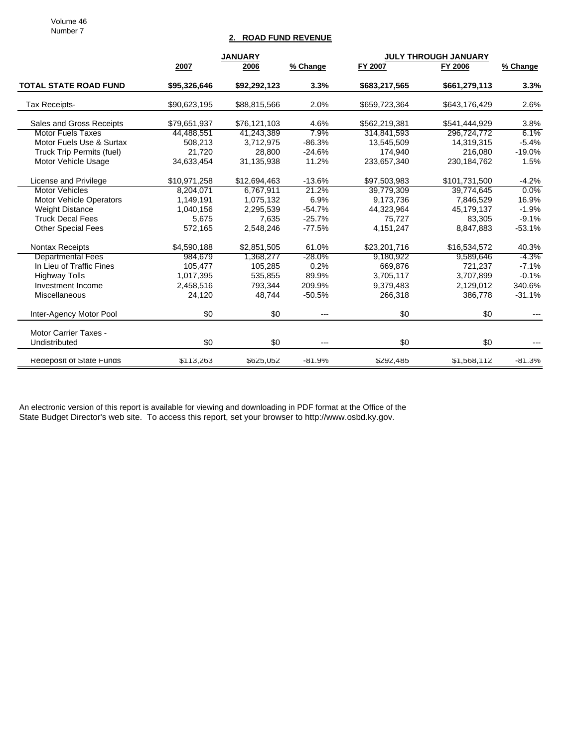## 2. ROAD FUND REVENUE

| | JANUARY | | | JULY THROUGH JANUARY | | |
|---|---|---|---|---|---|---|
| | 2007 | 2006 | % Change | FY 2007 | FY 2006 | % Change |
| **TOTAL STATE ROAD FUND** | **$95,326,646** | **$92,292,123** | **3.3%** | **$683,217,565** | **$661,279,113** | **3.3%** |
| Tax Receipts- | $90,623,195 | $88,815,566 | 2.0% | $659,723,364 | $643,176,429 | 2.6% |
| Sales and Gross Receipts | $79,651,937 | $76,121,103 | 4.6% | $562,219,381 | $541,444,929 | 3.8% |
| Motor Fuels Taxes | 44,488,551 | 41,243,389 | 7.9% | 314,841,593 | 296,724,772 | 6.1% |
| Motor Fuels Use & Surtax | 508,213 | 3,712,975 | -86.3% | 13,545,509 | 14,319,315 | -5.4% |
| Truck Trip Permits (fuel) | 21,720 | 28,800 | -24.6% | 174,940 | 216,080 | -19.0% |
| Motor Vehicle Usage | 34,633,454 | 31,135,938 | 11.2% | 233,657,340 | 230,184,762 | 1.5% |
| License and Privilege | $10,971,258 | $12,694,463 | -13.6% | $97,503,983 | $101,731,500 | -4.2% |
| Motor Vehicles | 8,204,071 | 6,767,911 | 21.2% | 39,779,309 | 39,774,645 | 0.0% |
| Motor Vehicle Operators | 1,149,191 | 1,075,132 | 6.9% | 9,173,736 | 7,846,529 | 16.9% |
| Weight Distance | 1,040,156 | 2,295,539 | -54.7% | 44,323,964 | 45,179,137 | -1.9% |
| Truck Decal Fees | 5,675 | 7,635 | -25.7% | 75,727 | 83,305 | -9.1% |
| Other Special Fees | 572,165 | 2,548,246 | -77.5% | 4,151,247 | 8,847,883 | -53.1% |
| Nontax Receipts | $4,590,188 | $2,851,505 | 61.0% | $23,201,716 | $16,534,572 | 40.3% |
| Departmental Fees | 984,679 | 1,368,277 | -28.0% | 9,180,922 | 9,589,646 | -4.3% |
| In Lieu of Traffic Fines | 105,477 | 105,285 | 0.2% | 669,876 | 721,237 | -7.1% |
| Highway Tolls | 1,017,395 | 535,855 | 89.9% | 3,705,117 | 3,707,899 | -0.1% |
| Investment Income | 2,458,516 | 793,344 | 209.9% | 9,379,483 | 2,129,012 | 340.6% |
| Miscellaneous | 24,120 | 48,744 | -50.5% | 266,318 | 386,778 | -31.1% |
| Inter-Agency Motor Pool | $0 | $0 | --- | $0 | $0 | --- |
| Motor Carrier Taxes - Undistributed | $0 | $0 | --- | $0 | $0 | --- |
| Redeposit of State Funds | $113,263 | $625,052 | -81.9% | $292,485 | $1,568,112 | -81.3% |

An electronic version of this report is available for viewing and downloading in PDF format at the Office of the State Budget Director's web site. To access this report, set your browser to http://www.osbd.ky.gov.